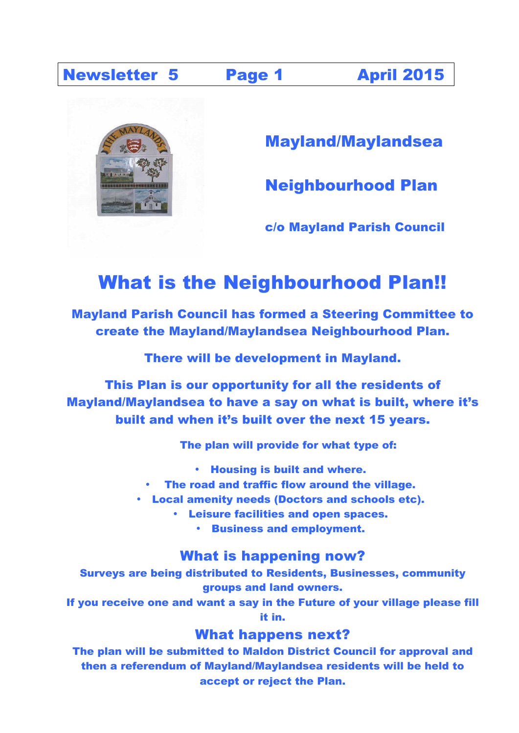Newsletter 5 — April 2015

## Mayland/Maylandsea

## Neighbourhood Plan

**c/o Mayland Parish Council**

# What is the Neighbourhood Plan!!

**Mayland Parish Council has formed a Steering Committee to create the Mayland/Maylandsea Neighbourhood Plan.**

**There will be development in Mayland.**

**This Plan is our opportunity for all the residents of Mayland/Maylandsea to have a say on what is built, where it's built and when it's built over the next 15 years.**

**The plan will provide for what type of:**

- **Housing is built and where.**
- **The road and traffic flow around the village.**
- **Local amenity needs (Doctors and schools etc).**
- **Leisure facilities and open spaces.**
- **Business and employment.**

## What is happening now?

**Surveys are being distributed to Residents, Businesses, community groups and land owners.**

**If you receive one and want a say in the Future of your village please fill it in.**

## What happens next?

**The plan will be submitted to Maldon District Council for approval and then a referendum of Mayland/Maylandsea residents will be held to accept or reject the Plan.**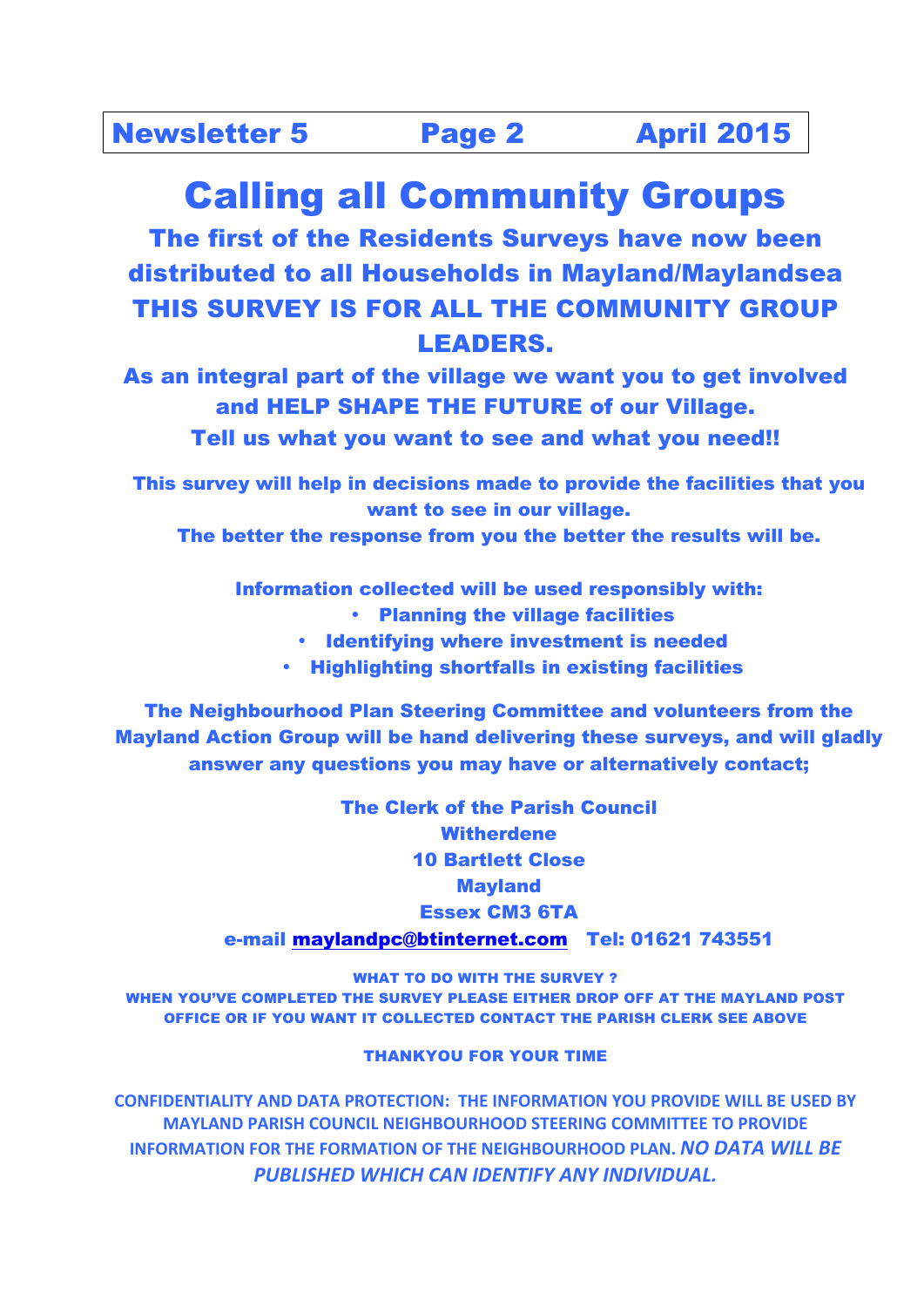**Newsletter 5 Page 2 April 2015**

# Calling all Community Groups

## The first of the Residents Surveys have now been distributed to all Households in Mayland/Maylandsea THIS SURVEY IS FOR ALL THE COMMUNITY GROUP LEADERS.

**As an integral part of the village we want you to get involved and HELP SHAPE THE FUTURE of our Village.**
**Tell us what you want to see and what you need!!**

**This survey will help in decisions made to provide the facilities that you want to see in our village.**
**The better the response from you the better the results will be.**

**Information collected will be used responsibly with:**

- **Planning the village facilities**
- **Identifying where investment is needed**
- **Highlighting shortfalls in existing facilities**

**The Neighbourhood Plan Steering Committee and volunteers from the Mayland Action Group will be hand delivering these surveys, and will gladly answer any questions you may have or alternatively contact;**

**The Clerk of the Parish Council**
**Witherdene**
**10 Bartlett Close**
**Mayland**
**Essex CM3 6TA**
**e-mail maylandpc@btinternet.com Tel: 01621 743551**

**WHAT TO DO WITH THE SURVEY ?**
**WHEN YOU'VE COMPLETED THE SURVEY PLEASE EITHER DROP OFF AT THE MAYLAND POST OFFICE OR IF YOU WANT IT COLLECTED CONTACT THE PARISH CLERK SEE ABOVE**

**THANKYOU FOR YOUR TIME**

**CONFIDENTIALITY AND DATA PROTECTION: THE INFORMATION YOU PROVIDE WILL BE USED BY MAYLAND PARISH COUNCIL NEIGHBOURHOOD STEERING COMMITTEE TO PROVIDE INFORMATION FOR THE FORMATION OF THE NEIGHBOURHOOD PLAN.** ***NO DATA WILL BE PUBLISHED WHICH CAN IDENTIFY ANY INDIVIDUAL.***